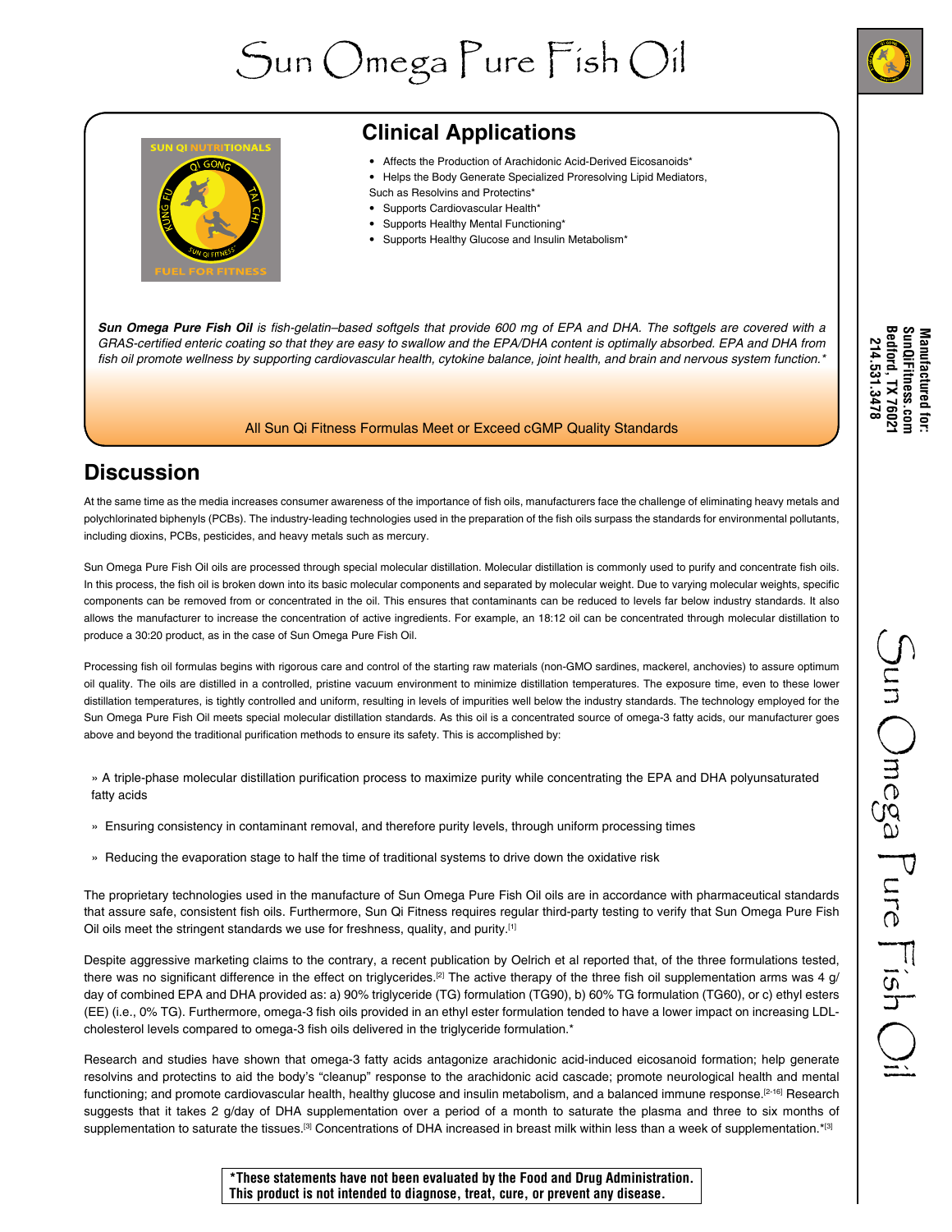# Sun Omega Pure Fish Oil

## Clinical Applications

- Affects the Production of Arachidonic Acid-Derived Eicosanoids*
- Helps the Body Generate Specialized Proresolving Lipid Mediators, Such as Resolvins and Protectins*
- Supports Cardiovascular Health*
- Supports Healthy Mental Functioning*
- Supports Healthy Glucose and Insulin Metabolism*

***Sun Omega Pure Fish Oil*** *is fish-gelatin–based softgels that provide 600 mg of EPA and DHA. The softgels are covered with a GRAS-certified enteric coating so that they are easy to swallow and the EPA/DHA content is optimally absorbed. EPA and DHA from fish oil promote wellness by supporting cardiovascular health, cytokine balance, joint health, and brain and nervous system function.**

All Sun Qi Fitness Formulas Meet or Exceed cGMP Quality Standards

**Manufactured for:**
**SunQiFitness.com**
**Bedford, TX 76021**
**214.531.3478**

## Discussion

At the same time as the media increases consumer awareness of the importance of fish oils, manufacturers face the challenge of eliminating heavy metals and polychlorinated biphenyls (PCBs). The industry-leading technologies used in the preparation of the fish oils surpass the standards for environmental pollutants, including dioxins, PCBs, pesticides, and heavy metals such as mercury.

Sun Omega Pure Fish Oil oils are processed through special molecular distillation. Molecular distillation is commonly used to purify and concentrate fish oils. In this process, the fish oil is broken down into its basic molecular components and separated by molecular weight. Due to varying molecular weights, specific components can be removed from or concentrated in the oil. This ensures that contaminants can be reduced to levels far below industry standards. It also allows the manufacturer to increase the concentration of active ingredients. For example, an 18:12 oil can be concentrated through molecular distillation to produce a 30:20 product, as in the case of Sun Omega Pure Fish Oil.

Processing fish oil formulas begins with rigorous care and control of the starting raw materials (non-GMO sardines, mackerel, anchovies) to assure optimum oil quality. The oils are distilled in a controlled, pristine vacuum environment to minimize distillation temperatures. The exposure time, even to these lower distillation temperatures, is tightly controlled and uniform, resulting in levels of impurities well below the industry standards. The technology employed for the Sun Omega Pure Fish Oil meets special molecular distillation standards. As this oil is a concentrated source of omega-3 fatty acids, our manufacturer goes above and beyond the traditional purification methods to ensure its safety. This is accomplished by:

» A triple-phase molecular distillation purification process to maximize purity while concentrating the EPA and DHA polyunsaturated fatty acids

» Ensuring consistency in contaminant removal, and therefore purity levels, through uniform processing times

» Reducing the evaporation stage to half the time of traditional systems to drive down the oxidative risk

The proprietary technologies used in the manufacture of Sun Omega Pure Fish Oil oils are in accordance with pharmaceutical standards that assure safe, consistent fish oils. Furthermore, Sun Qi Fitness requires regular third-party testing to verify that Sun Omega Pure Fish Oil oils meet the stringent standards we use for freshness, quality, and purity.[1]

Despite aggressive marketing claims to the contrary, a recent publication by Oelrich et al reported that, of the three formulations tested, there was no significant difference in the effect on triglycerides.[2] The active therapy of the three fish oil supplementation arms was 4 g/day of combined EPA and DHA provided as: a) 90% triglyceride (TG) formulation (TG90), b) 60% TG formulation (TG60), or c) ethyl esters (EE) (i.e., 0% TG). Furthermore, omega-3 fish oils provided in an ethyl ester formulation tended to have a lower impact on increasing LDL-cholesterol levels compared to omega-3 fish oils delivered in the triglyceride formulation.*

Research and studies have shown that omega-3 fatty acids antagonize arachidonic acid-induced eicosanoid formation; help generate resolvins and protectins to aid the body's "cleanup" response to the arachidonic acid cascade; promote neurological health and mental functioning; and promote cardiovascular health, healthy glucose and insulin metabolism, and a balanced immune response.[2-16] Research suggests that it takes 2 g/day of DHA supplementation over a period of a month to saturate the plasma and three to six months of supplementation to saturate the tissues.[3] Concentrations of DHA increased in breast milk within less than a week of supplementation.*[3]

**\*These statements have not been evaluated by the Food and Drug Administration. This product is not intended to diagnose, treat, cure, or prevent any disease.**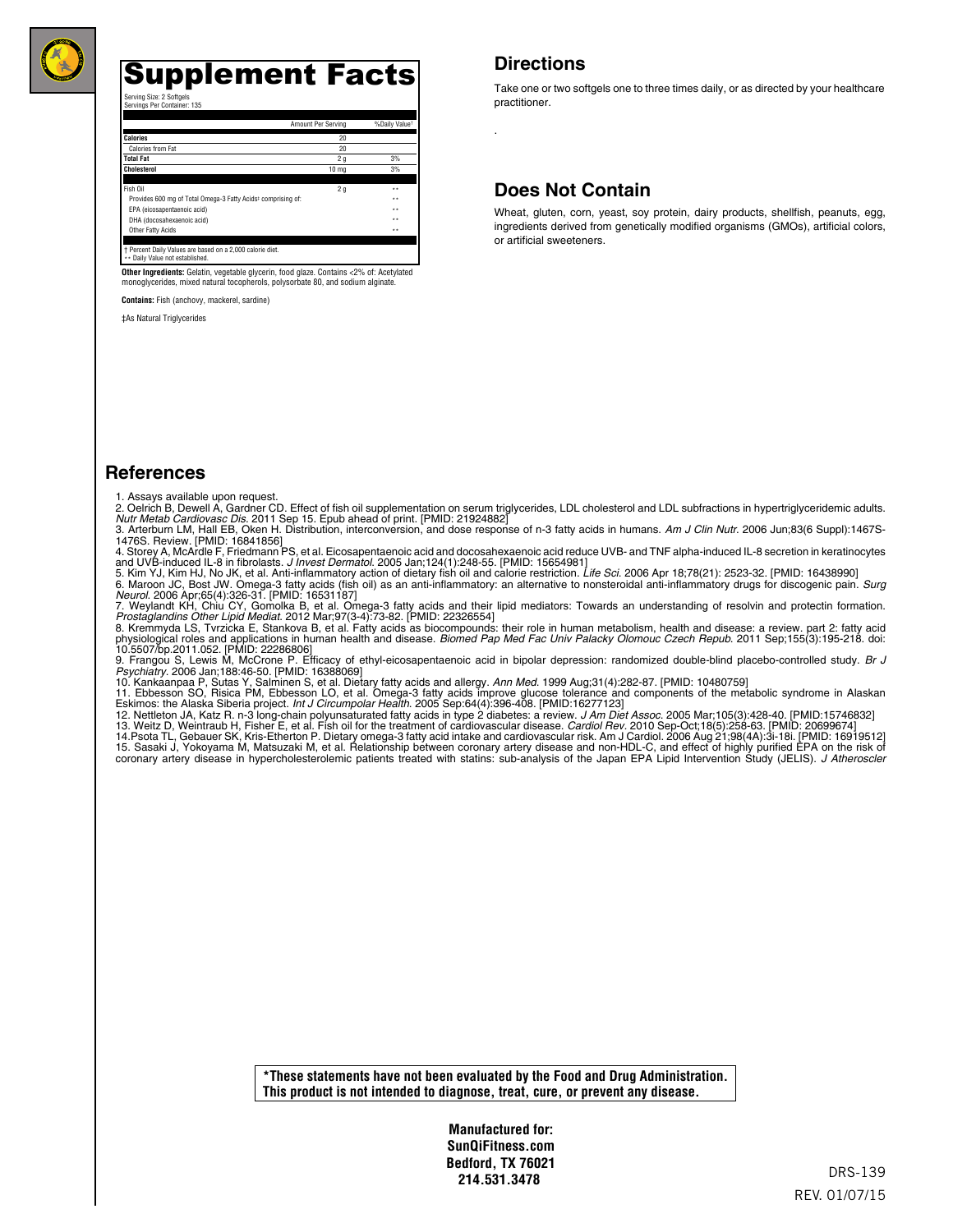# Supplement Facts

Serving Size: 2 Softgels
Servings Per Container: 135

| | Amount Per Serving | %Daily Value† |
|---|---|---|
| **Calories** | 20 | |
| Calories from Fat | 20 | |
| **Total Fat** | 2 g | 3% |
| **Cholesterol** | 10 mg | 3% |
| Fish Oil | 2 g | ** |
| Provides 600 mg of Total Omega-3 Fatty Acids‡ comprising of: | | ** |
| EPA (eicosapentaenoic acid) | | ** |
| DHA (docosahexaenoic acid) | | ** |
| Other Fatty Acids | | ** |

† Percent Daily Values are based on a 2,000 calorie diet.
** Daily Value not established.

**Other Ingredients:** Gelatin, vegetable glycerin, food glaze. Contains <2% of: Acetylated monoglycerides, mixed natural tocopherols, polysorbate 80, and sodium alginate.

**Contains:** Fish (anchovy, mackerel, sardine)

‡As Natural Triglycerides

## Directions

Take one or two softgels one to three times daily, or as directed by your healthcare practitioner.

## Does Not Contain

Wheat, gluten, corn, yeast, soy protein, dairy products, shellfish, peanuts, egg, ingredients derived from genetically modified organisms (GMOs), artificial colors, or artificial sweeteners.

## References

1. Assays available upon request.
2. Oelrich B, Dewell A, Gardner CD. Effect of fish oil supplementation on serum triglycerides, LDL cholesterol and LDL subfractions in hypertriglyceridemic adults. *Nutr Metab Cardiovasc Dis.* 2011 Sep 15. Epub ahead of print. [PMID: 21924882]
3. Arterburn LM, Hall EB, Oken H. Distribution, interconversion, and dose response of n-3 fatty acids in humans. *Am J Clin Nutr.* 2006 Jun;83(6 Suppl):1467S-1476S. Review. [PMID: 16841856]
4. Storey A, McArdle F, Friedmann PS, et al. Eicosapentaenoic acid and docosahexaenoic acid reduce UVB- and TNF alpha-induced IL-8 secretion in keratinocytes and UVB-induced IL-8 in fibroblasts. *J Invest Dermatol.* 2005 Jan;124(1):248-55. [PMID: 15654981]
5. Kim YJ, Kim HJ, No JK, et al. Anti-inflammatory action of dietary fish oil and calorie restriction. *Life Sci.* 2006 Apr 18;78(21): 2523-32. [PMID: 16438990]
6. Maroon JC, Bost JW. Omega-3 fatty acids (fish oil) as an anti-inflammatory: an alternative to nonsteroidal anti-inflammatory drugs for discogenic pain. *Surg Neurol.* 2006 Apr;65(4):326-31. [PMID: 16531187]
7. Weylandt KH, Chiu CY, Gomolka B, et al. Omega-3 fatty acids and their lipid mediators: Towards an understanding of resolvin and protectin formation. *Prostaglandins Other Lipid Mediat.* 2012 Mar;97(3-4):73-82. [PMID: 22326554]
8. Kremmyda LS, Tvrzicka E, Stankova B, et al. Fatty acids as biocompounds: their role in human metabolism, health and disease: a review. part 2: fatty acid physiological roles and applications in human health and disease. *Biomed Pap Med Fac Univ Palacky Olomouc Czech Repub.* 2011 Sep;155(3):195-218. doi: 10.5507/bp.2011.052. [PMID: 22286806]
9. Frangou S, Lewis M, McCrone P. Efficacy of ethyl-eicosapentaenoic acid in bipolar depression: randomized double-blind placebo-controlled study. *Br J Psychiatry.* 2006 Jan;188:46-50. [PMID: 16388069]
10. Kankaanpaa P, Sutas Y, Salminen S, et al. Dietary fatty acids and allergy. *Ann Med.* 1999 Aug;31(4):282-87. [PMID: 10480759]
11. Ebbesson SO, Risica PM, Ebbesson LO, et al. Omega-3 fatty acids improve glucose tolerance and components of the metabolic syndrome in Alaskan Eskimos: the Alaska Siberia project. *Int J Circumpolar Health.* 2005 Sep:64(4):396-408. [PMID:16277123]
12. Nettleton JA, Katz R. n-3 long-chain polyunsaturated fatty acids in type 2 diabetes: a review. *J Am Diet Assoc.* 2005 Mar;105(3):428-40. [PMID:15746832]
13. Weitz D, Weintraub H, Fisher E, et al. Fish oil for the treatment of cardiovascular disease. *Cardiol Rev.* 2010 Sep-Oct;18(5):258-63. [PMID: 20699674]
14. Psota TL, Gebauer SK, Kris-Etherton P. Dietary omega-3 fatty acid intake and cardiovascular risk. Am J Cardiol. 2006 Aug 21;98(4A):3i-18i. [PMID: 16919512]
15. Sasaki J, Yokoyama M, Matsuzaki M, et al. Relationship between coronary artery disease and non-HDL-C, and effect of highly purified EPA on the risk of coronary artery disease in hypercholesterolemic patients treated with statins: sub-analysis of the Japan EPA Lipid Intervention Study (JELIS). *J Atheroscler*

**\*These statements have not been evaluated by the Food and Drug Administration. This product is not intended to diagnose, treat, cure, or prevent any disease.**

**Manufactured for:**
**SunQiFitness.com**
**Bedford, TX 76021**
**214.531.3478**

DRS-139
REV. 01/07/15